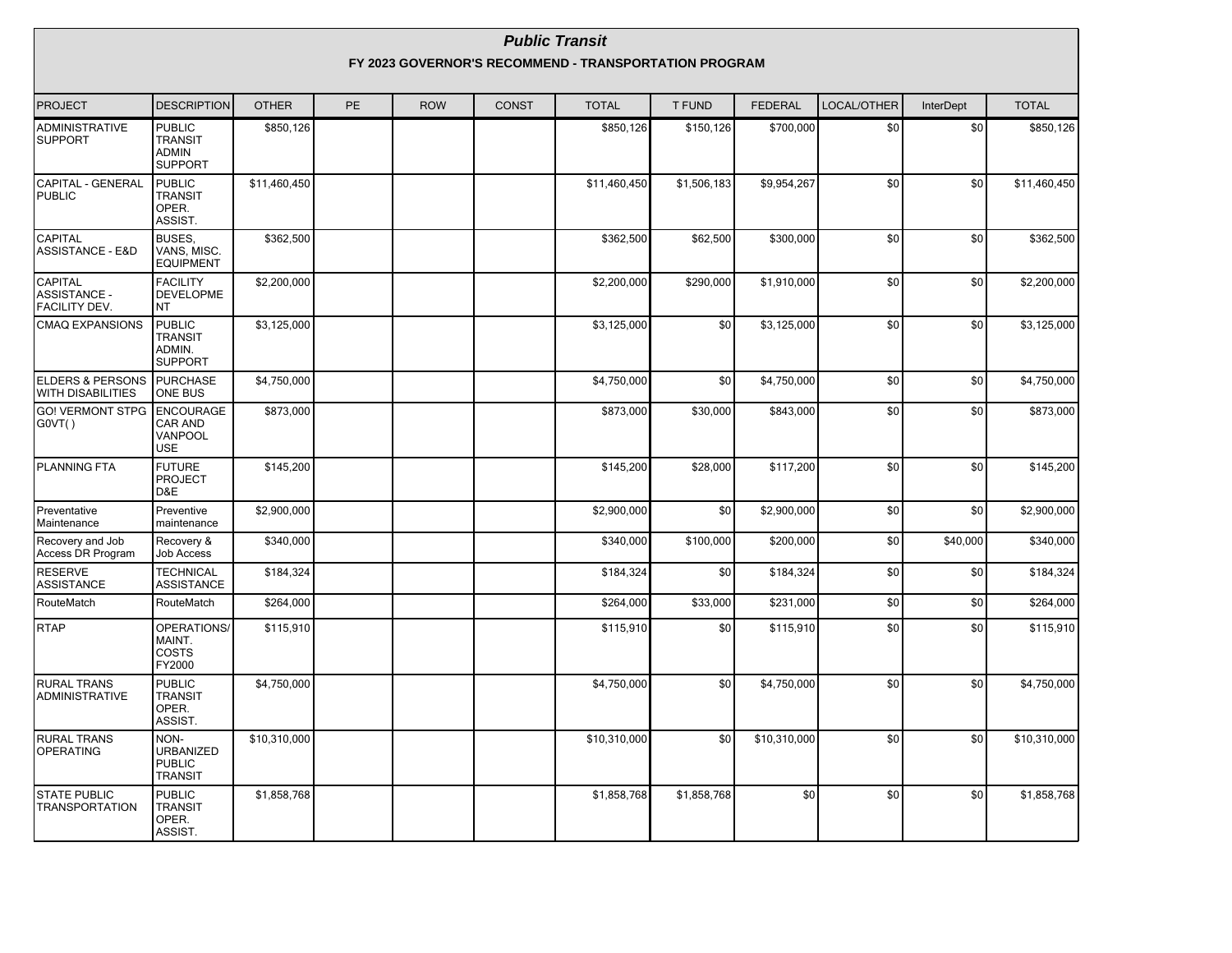# *Public Transit*

## FY 2023 GOVERNOR'S RECOMMEND - TRANSPORTATION PROGRAM

| PROJECT | DESCRIPTION | OTHER | PE | ROW | CONST | TOTAL | T FUND | FEDERAL | LOCAL/OTHER | InterDept | TOTAL |
|---|---|---|---|---|---|---|---|---|---|---|---|
| ADMINISTRATIVE SUPPORT | PUBLIC TRANSIT ADMIN SUPPORT | $850,126 | | | | $850,126 | $150,126 | $700,000 | $0 | $0 | $850,126 |
| CAPITAL - GENERAL PUBLIC | PUBLIC TRANSIT OPER. ASSIST. | $11,460,450 | | | | $11,460,450 | $1,506,183 | $9,954,267 | $0 | $0 | $11,460,450 |
| CAPITAL ASSISTANCE - E&D | BUSES, VANS, MISC. EQUIPMENT | $362,500 | | | | $362,500 | $62,500 | $300,000 | $0 | $0 | $362,500 |
| CAPITAL ASSISTANCE - FACILITY DEV. | FACILITY DEVELOPME NT | $2,200,000 | | | | $2,200,000 | $290,000 | $1,910,000 | $0 | $0 | $2,200,000 |
| CMAQ EXPANSIONS | PUBLIC TRANSIT ADMIN. SUPPORT | $3,125,000 | | | | $3,125,000 | $0 | $3,125,000 | $0 | $0 | $3,125,000 |
| ELDERS & PERSONS WITH DISABILITIES | PURCHASE ONE BUS | $4,750,000 | | | | $4,750,000 | $0 | $4,750,000 | $0 | $0 | $4,750,000 |
| GO! VERMONT STPG G0VT( ) | ENCOURAGE CAR AND VANPOOL USE | $873,000 | | | | $873,000 | $30,000 | $843,000 | $0 | $0 | $873,000 |
| PLANNING FTA | FUTURE PROJECT D&E | $145,200 | | | | $145,200 | $28,000 | $117,200 | $0 | $0 | $145,200 |
| Preventative Maintenance | Preventive maintenance | $2,900,000 | | | | $2,900,000 | $0 | $2,900,000 | $0 | $0 | $2,900,000 |
| Recovery and Job Access DR Program | Recovery & Job Access | $340,000 | | | | $340,000 | $100,000 | $200,000 | $0 | $40,000 | $340,000 |
| RESERVE ASSISTANCE | TECHNICAL ASSISTANCE | $184,324 | | | | $184,324 | $0 | $184,324 | $0 | $0 | $184,324 |
| RouteMatch | RouteMatch | $264,000 | | | | $264,000 | $33,000 | $231,000 | $0 | $0 | $264,000 |
| RTAP | OPERATIONS/ MAINT. COSTS FY2000 | $115,910 | | | | $115,910 | $0 | $115,910 | $0 | $0 | $115,910 |
| RURAL TRANS ADMINISTRATIVE | PUBLIC TRANSIT OPER. ASSIST. | $4,750,000 | | | | $4,750,000 | $0 | $4,750,000 | $0 | $0 | $4,750,000 |
| RURAL TRANS OPERATING | NON-URBANIZED PUBLIC TRANSIT | $10,310,000 | | | | $10,310,000 | $0 | $10,310,000 | $0 | $0 | $10,310,000 |
| STATE PUBLIC TRANSPORTATION | PUBLIC TRANSIT OPER. ASSIST. | $1,858,768 | | | | $1,858,768 | $1,858,768 | $0 | $0 | $0 | $1,858,768 |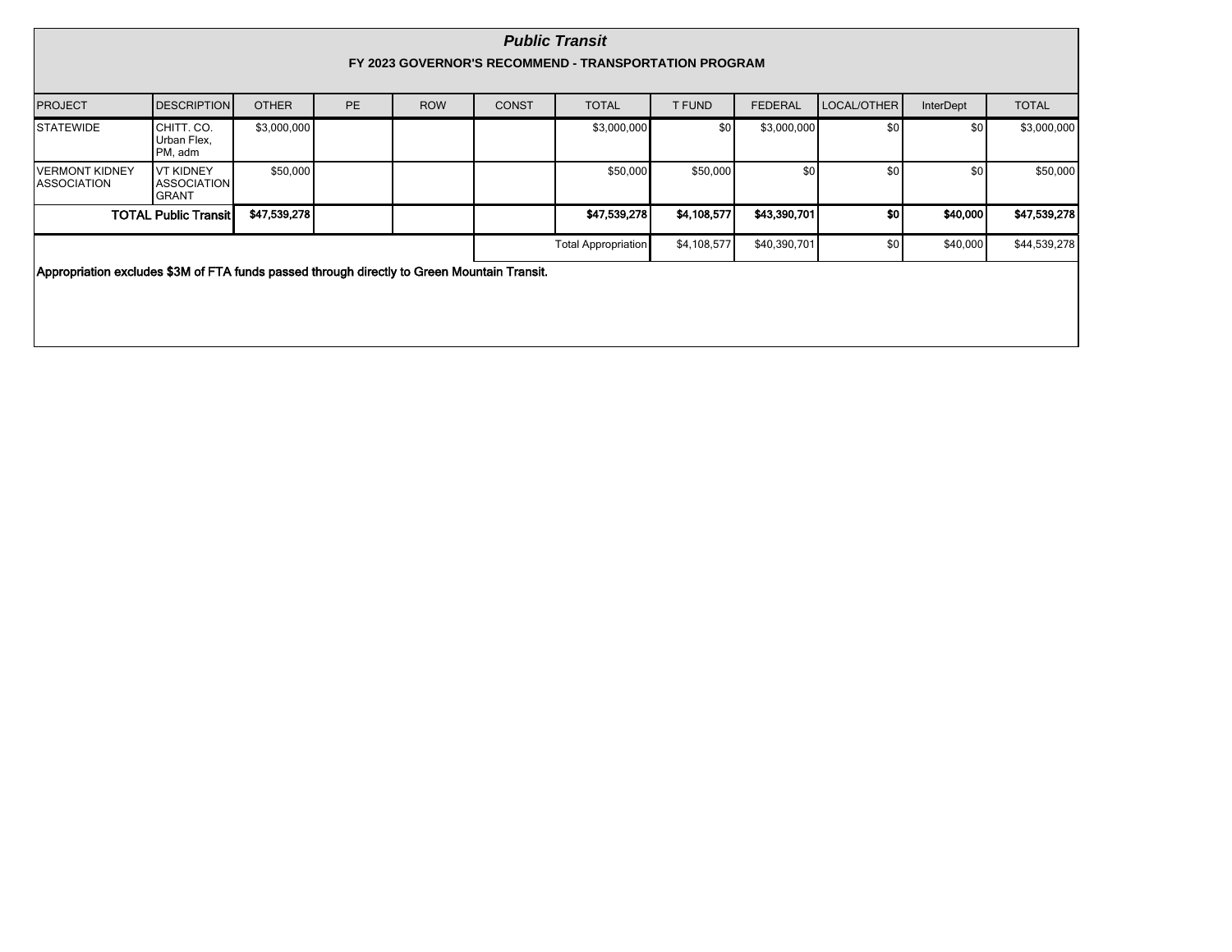## *Public Transit*

### FY 2023 GOVERNOR'S RECOMMEND - TRANSPORTATION PROGRAM

| PROJECT | DESCRIPTION | OTHER | PE | ROW | CONST | TOTAL | T FUND | FEDERAL | LOCAL/OTHER | InterDept | TOTAL |
|---|---|---|---|---|---|---|---|---|---|---|---|
| STATEWIDE | CHITT. CO. Urban Flex, PM, adm | $3,000,000 | | | | $3,000,000 | $0 | $3,000,000 | $0 | $0 | $3,000,000 |
| VERMONT KIDNEY ASSOCIATION | VT KIDNEY ASSOCIATION GRANT | $50,000 | | | | $50,000 | $50,000 | $0 | $0 | $0 | $50,000 |
| **TOTAL Public Transit** | | **$47,539,278** | | | | **$47,539,278** | **$4,108,577** | **$43,390,701** | **$0** | **$40,000** | **$47,539,278** |
| | | | | | | Total Appropriation | $4,108,577 | $40,390,701 | $0 | $40,000 | $44,539,278 |

**Appropriation excludes $3M of FTA funds passed through directly to Green Mountain Transit.**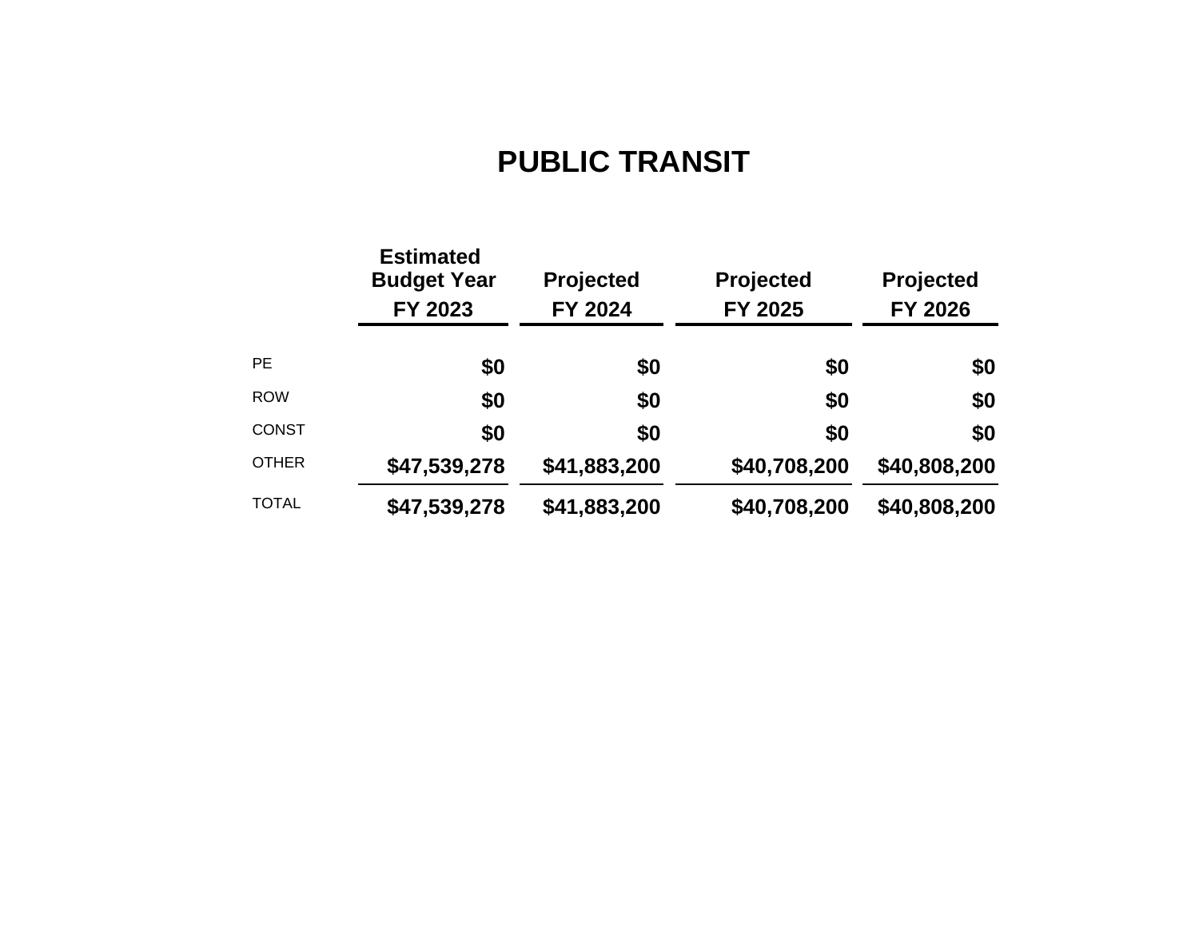# PUBLIC TRANSIT

| | Estimated Budget Year FY 2023 | Projected FY 2024 | Projected FY 2025 | Projected FY 2026 |
|---|---|---|---|---|
| PE | **$0** | **$0** | **$0** | **$0** |
| ROW | **$0** | **$0** | **$0** | **$0** |
| CONST | **$0** | **$0** | **$0** | **$0** |
| OTHER | **$47,539,278** | **$41,883,200** | **$40,708,200** | **$40,808,200** |
| TOTAL | **$47,539,278** | **$41,883,200** | **$40,708,200** | **$40,808,200** |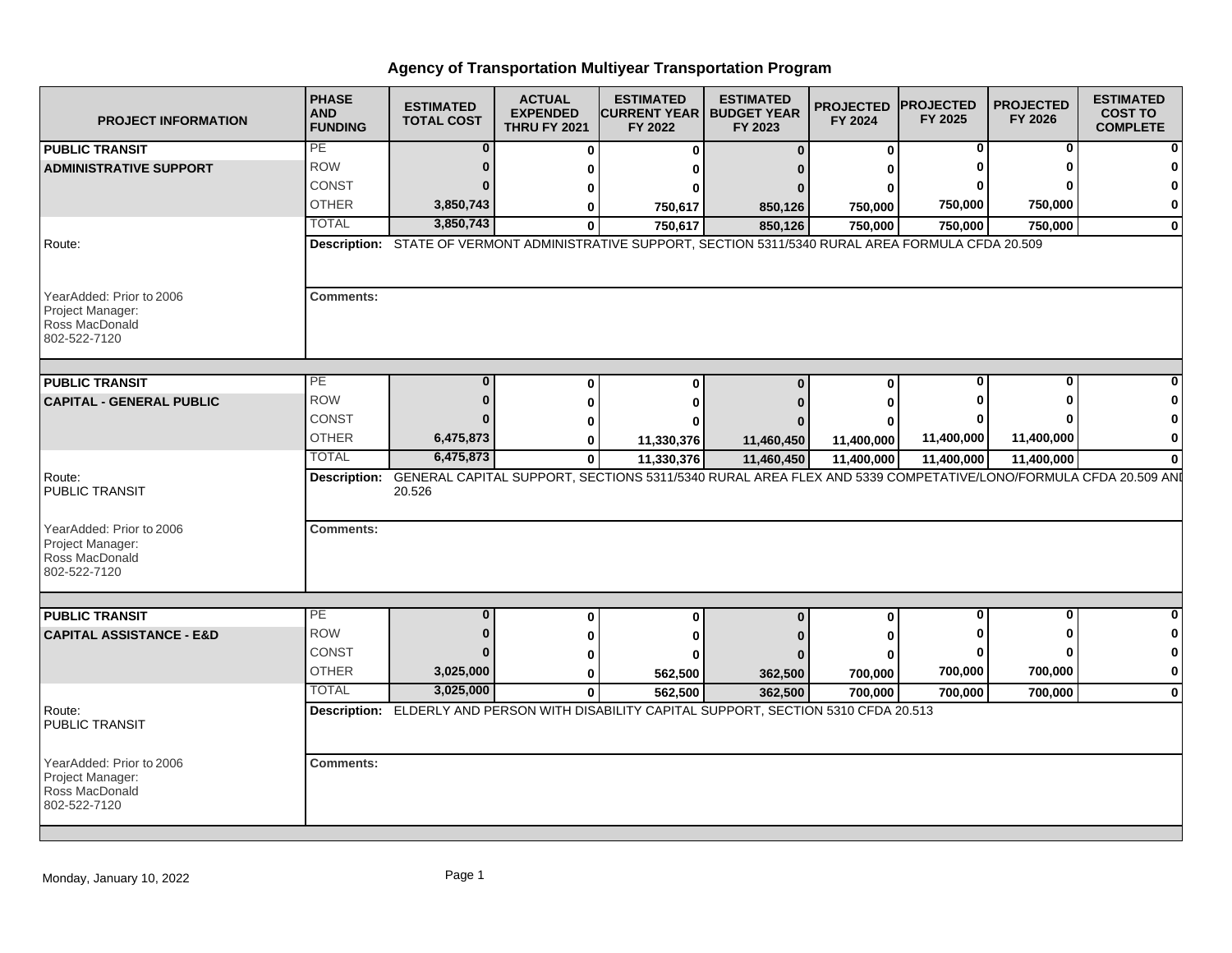# Agency of Transportation Multiyear Transportation Program

| PROJECT INFORMATION | PHASE AND FUNDING | ESTIMATED TOTAL COST | ACTUAL EXPENDED THRU FY 2021 | ESTIMATED CURRENT YEAR FY 2022 | ESTIMATED BUDGET YEAR FY 2023 | PROJECTED FY 2024 | PROJECTED FY 2025 | PROJECTED FY 2026 | ESTIMATED COST TO COMPLETE |
|---|---|---|---|---|---|---|---|---|---|
| **PUBLIC TRANSIT** | PE | 0 | 0 | 0 | 0 | 0 | 0 | 0 | 0 |
| **ADMINISTRATIVE SUPPORT** | ROW | 0 | 0 | 0 | 0 | 0 | 0 | 0 | 0 |
| | CONST | 0 | 0 | 0 | 0 | 0 | 0 | 0 | 0 |
| | OTHER | 3,850,743 | 0 | 750,617 | 850,126 | 750,000 | 750,000 | 750,000 | 0 |
| | TOTAL | 3,850,743 | 0 | 750,617 | 850,126 | 750,000 | 750,000 | 750,000 | 0 |

Route:

**Description:** STATE OF VERMONT ADMINISTRATIVE SUPPORT, SECTION 5311/5340 RURAL AREA FORMULA CFDA 20.509

YearAdded: Prior to 2006
Project Manager:
Ross MacDonald
802-522-7120

**Comments:**

| PROJECT INFORMATION | PHASE AND FUNDING | ESTIMATED TOTAL COST | ACTUAL EXPENDED THRU FY 2021 | ESTIMATED CURRENT YEAR FY 2022 | ESTIMATED BUDGET YEAR FY 2023 | PROJECTED FY 2024 | PROJECTED FY 2025 | PROJECTED FY 2026 | ESTIMATED COST TO COMPLETE |
|---|---|---|---|---|---|---|---|---|---|
| **PUBLIC TRANSIT** | PE | 0 | 0 | 0 | 0 | 0 | 0 | 0 | 0 |
| **CAPITAL - GENERAL PUBLIC** | ROW | 0 | 0 | 0 | 0 | 0 | 0 | 0 | 0 |
| | CONST | 0 | 0 | 0 | 0 | 0 | 0 | 0 | 0 |
| | OTHER | 6,475,873 | 0 | 11,330,376 | 11,460,450 | 11,400,000 | 11,400,000 | 11,400,000 | 0 |
| | TOTAL | 6,475,873 | 0 | 11,330,376 | 11,460,450 | 11,400,000 | 11,400,000 | 11,400,000 | 0 |

Route:
PUBLIC TRANSIT

**Description:** GENERAL CAPITAL SUPPORT, SECTIONS 5311/5340 RURAL AREA FLEX AND 5339 COMPETATIVE/LONO/FORMULA CFDA 20.509 AND 20.526

YearAdded: Prior to 2006
Project Manager:
Ross MacDonald
802-522-7120

**Comments:**

| PROJECT INFORMATION | PHASE AND FUNDING | ESTIMATED TOTAL COST | ACTUAL EXPENDED THRU FY 2021 | ESTIMATED CURRENT YEAR FY 2022 | ESTIMATED BUDGET YEAR FY 2023 | PROJECTED FY 2024 | PROJECTED FY 2025 | PROJECTED FY 2026 | ESTIMATED COST TO COMPLETE |
|---|---|---|---|---|---|---|---|---|---|
| **PUBLIC TRANSIT** | PE | 0 | 0 | 0 | 0 | 0 | 0 | 0 | 0 |
| **CAPITAL ASSISTANCE - E&D** | ROW | 0 | 0 | 0 | 0 | 0 | 0 | 0 | 0 |
| | CONST | 0 | 0 | 0 | 0 | 0 | 0 | 0 | 0 |
| | OTHER | 3,025,000 | 0 | 562,500 | 362,500 | 700,000 | 700,000 | 700,000 | 0 |
| | TOTAL | 3,025,000 | 0 | 562,500 | 362,500 | 700,000 | 700,000 | 700,000 | 0 |

Route:
PUBLIC TRANSIT

**Description:** ELDERLY AND PERSON WITH DISABILITY CAPITAL SUPPORT, SECTION 5310 CFDA 20.513

YearAdded: Prior to 2006
Project Manager:
Ross MacDonald
802-522-7120

**Comments:**

Monday, January 10, 2022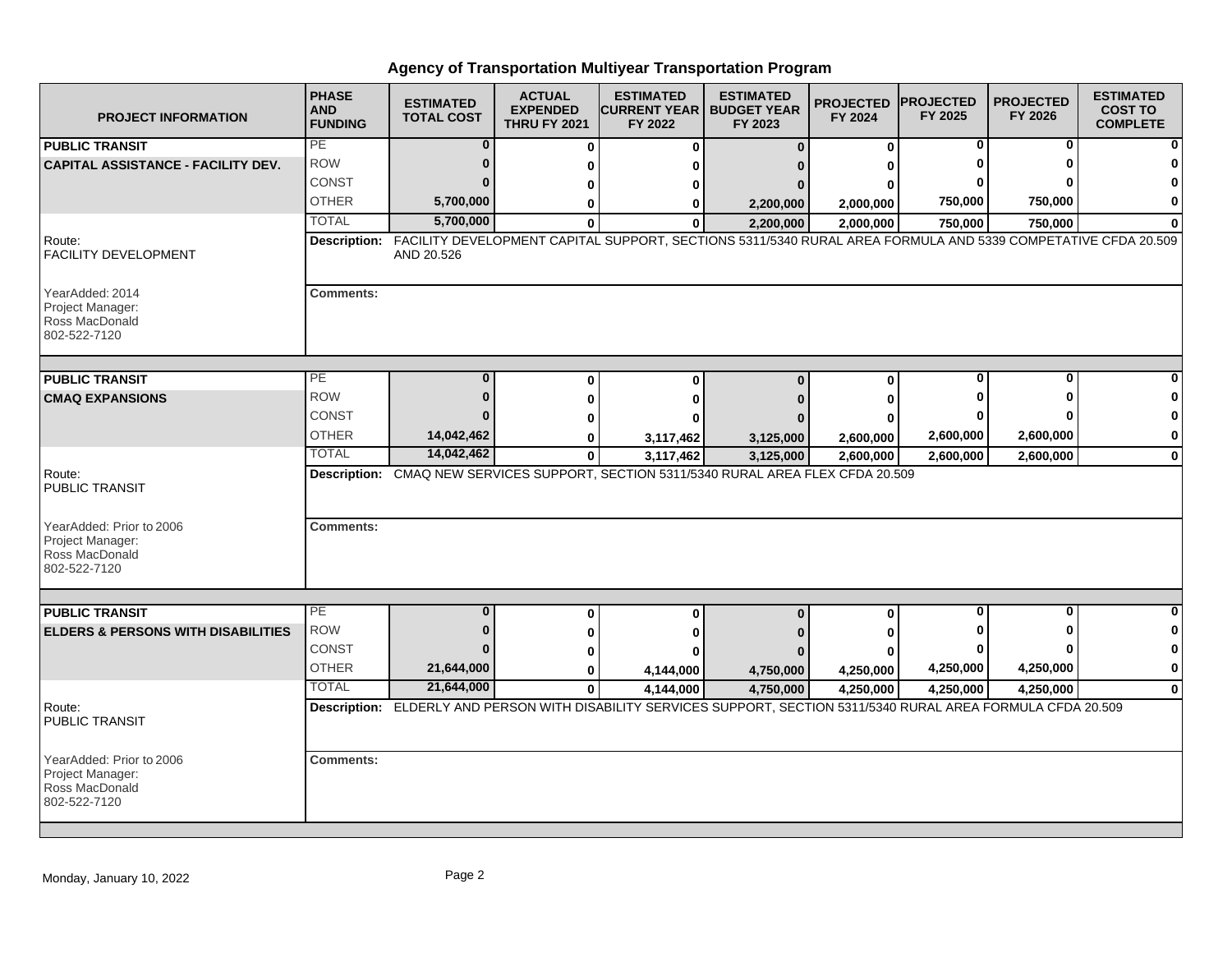# Agency of Transportation Multiyear Transportation Program

| PROJECT INFORMATION | PHASE AND FUNDING | ESTIMATED TOTAL COST | ACTUAL EXPENDED THRU FY 2021 | ESTIMATED CURRENT YEAR FY 2022 | ESTIMATED BUDGET YEAR FY 2023 | PROJECTED FY 2024 | PROJECTED FY 2025 | PROJECTED FY 2026 | ESTIMATED COST TO COMPLETE |
|---|---|---|---|---|---|---|---|---|---|
| **PUBLIC TRANSIT** | PE | 0 | 0 | 0 | 0 | 0 | 0 | 0 | 0 |
| **CAPITAL ASSISTANCE - FACILITY DEV.** | ROW | 0 | 0 | 0 | 0 | 0 | 0 | 0 | 0 |
| | CONST | 0 | 0 | 0 | 0 | 0 | 0 | 0 | 0 |
| | OTHER | 5,700,000 | 0 | 0 | 2,200,000 | 2,000,000 | 750,000 | 750,000 | 0 |
| | TOTAL | 5,700,000 | 0 | 0 | 2,200,000 | 2,000,000 | 750,000 | 750,000 | 0 |
| Route: FACILITY DEVELOPMENT | **Description:** FACILITY DEVELOPMENT CAPITAL SUPPORT, SECTIONS 5311/5340 RURAL AREA FORMULA AND 5339 COMPETATIVE CFDA 20.509 AND 20.526 | | | | | | | | |
| YearAdded: 2014<br>Project Manager:<br>Ross MacDonald<br>802-522-7120 | **Comments:** | | | | | | | | |
| **PUBLIC TRANSIT** | PE | 0 | 0 | 0 | 0 | 0 | 0 | 0 | 0 |
| **CMAQ EXPANSIONS** | ROW | 0 | 0 | 0 | 0 | 0 | 0 | 0 | 0 |
| | CONST | 0 | 0 | 0 | 0 | 0 | 0 | 0 | 0 |
| | OTHER | 14,042,462 | 0 | 3,117,462 | 3,125,000 | 2,600,000 | 2,600,000 | 2,600,000 | 0 |
| | TOTAL | 14,042,462 | 0 | 3,117,462 | 3,125,000 | 2,600,000 | 2,600,000 | 2,600,000 | 0 |
| Route: PUBLIC TRANSIT | **Description:** CMAQ NEW SERVICES SUPPORT, SECTION 5311/5340 RURAL AREA FLEX CFDA 20.509 | | | | | | | | |
| YearAdded: Prior to 2006<br>Project Manager:<br>Ross MacDonald<br>802-522-7120 | **Comments:** | | | | | | | | |
| **PUBLIC TRANSIT** | PE | 0 | 0 | 0 | 0 | 0 | 0 | 0 | 0 |
| **ELDERS & PERSONS WITH DISABILITIES** | ROW | 0 | 0 | 0 | 0 | 0 | 0 | 0 | 0 |
| | CONST | 0 | 0 | 0 | 0 | 0 | 0 | 0 | 0 |
| | OTHER | 21,644,000 | 0 | 4,144,000 | 4,750,000 | 4,250,000 | 4,250,000 | 4,250,000 | 0 |
| | TOTAL | 21,644,000 | 0 | 4,144,000 | 4,750,000 | 4,250,000 | 4,250,000 | 4,250,000 | 0 |
| Route: PUBLIC TRANSIT | **Description:** ELDERLY AND PERSON WITH DISABILITY SERVICES SUPPORT, SECTION 5311/5340 RURAL AREA FORMULA CFDA 20.509 | | | | | | | | |
| YearAdded: Prior to 2006<br>Project Manager:<br>Ross MacDonald<br>802-522-7120 | **Comments:** | | | | | | | | |

Monday, January 10, 2022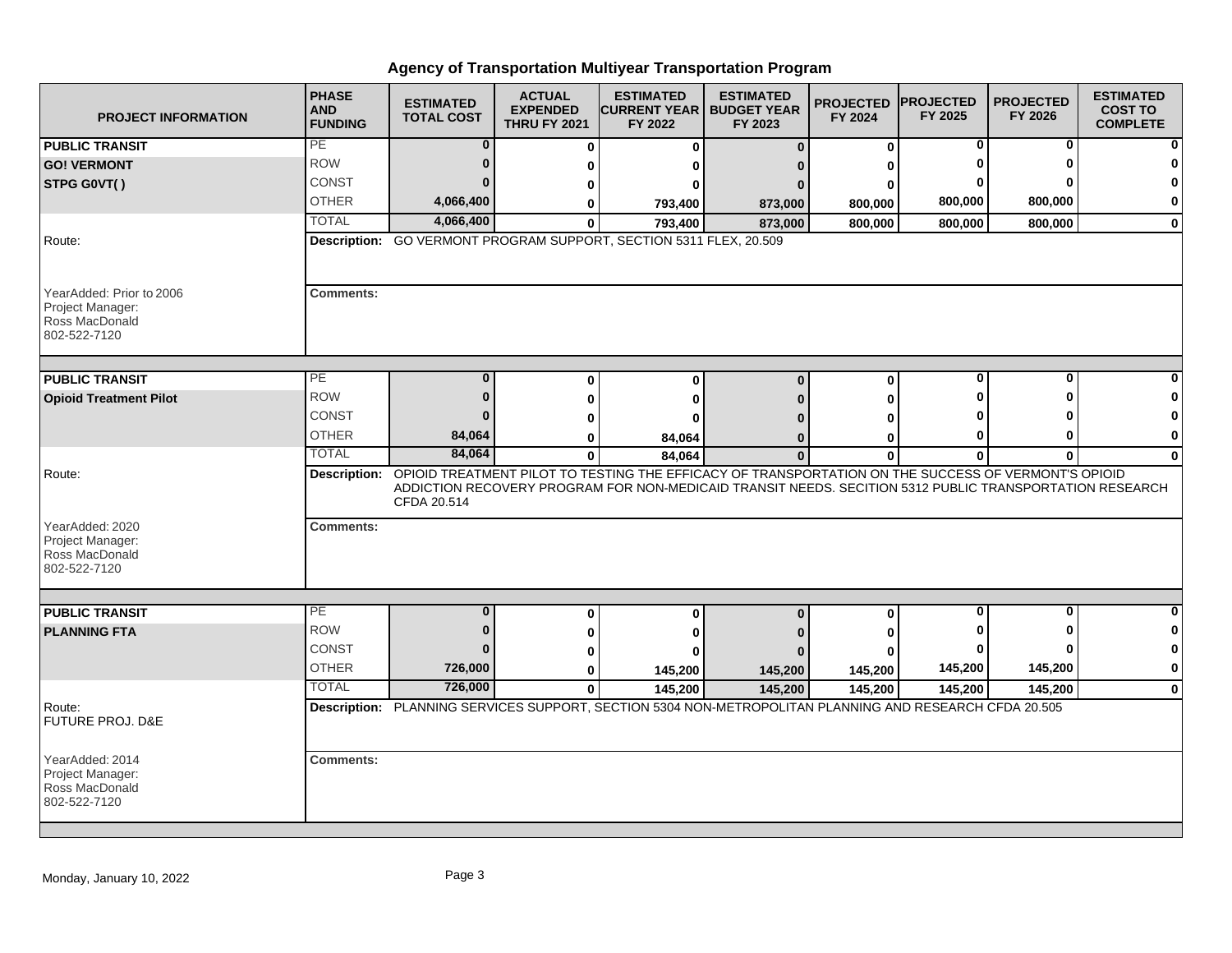# Agency of Transportation Multiyear Transportation Program

| PROJECT INFORMATION | PHASE AND FUNDING | ESTIMATED TOTAL COST | ACTUAL EXPENDED THRU FY 2021 | ESTIMATED CURRENT YEAR FY 2022 | ESTIMATED BUDGET YEAR FY 2023 | PROJECTED FY 2024 | PROJECTED FY 2025 | PROJECTED FY 2026 | ESTIMATED COST TO COMPLETE |
|---|---|---|---|---|---|---|---|---|---|
| **PUBLIC TRANSIT** | PE | 0 | 0 | 0 | 0 | 0 | 0 | 0 | 0 |
| **GO! VERMONT** | ROW | 0 | 0 | 0 | 0 | 0 | 0 | 0 | 0 |
| **STPG G0VT( )** | CONST | 0 | 0 | 0 | 0 | 0 | 0 | 0 | 0 |
| | OTHER | 4,066,400 | 0 | 793,400 | 873,000 | 800,000 | 800,000 | 800,000 | 0 |
| | TOTAL | 4,066,400 | 0 | 793,400 | 873,000 | 800,000 | 800,000 | 800,000 | 0 |
| Route: | **Description:** GO VERMONT PROGRAM SUPPORT, SECTION 5311 FLEX, 20.509 | | | | | | | | |
| YearAdded: Prior to 2006<br>Project Manager:<br>Ross MacDonald<br>802-522-7120 | **Comments:** | | | | | | | | |
| **PUBLIC TRANSIT** | PE | 0 | 0 | 0 | 0 | 0 | 0 | 0 | 0 |
| **Opioid Treatment Pilot** | ROW | 0 | 0 | 0 | 0 | 0 | 0 | 0 | 0 |
| | CONST | 0 | 0 | 0 | 0 | 0 | 0 | 0 | 0 |
| | OTHER | 84,064 | 0 | 84,064 | 0 | 0 | 0 | 0 | 0 |
| | TOTAL | 84,064 | 0 | 84,064 | 0 | 0 | 0 | 0 | 0 |
| Route: | **Description:** OPIOID TREATMENT PILOT TO TESTING THE EFFICACY OF TRANSPORTATION ON THE SUCCESS OF VERMONT'S OPIOID ADDICTION RECOVERY PROGRAM FOR NON-MEDICAID TRANSIT NEEDS. SECITION 5312 PUBLIC TRANSPORTATION RESEARCH CFDA 20.514 | | | | | | | | |
| YearAdded: 2020<br>Project Manager:<br>Ross MacDonald<br>802-522-7120 | **Comments:** | | | | | | | | |
| **PUBLIC TRANSIT** | PE | 0 | 0 | 0 | 0 | 0 | 0 | 0 | 0 |
| **PLANNING FTA** | ROW | 0 | 0 | 0 | 0 | 0 | 0 | 0 | 0 |
| | CONST | 0 | 0 | 0 | 0 | 0 | 0 | 0 | 0 |
| | OTHER | 726,000 | 0 | 145,200 | 145,200 | 145,200 | 145,200 | 145,200 | 0 |
| | TOTAL | 726,000 | 0 | 145,200 | 145,200 | 145,200 | 145,200 | 145,200 | 0 |
| Route:<br>FUTURE PROJ. D&E | **Description:** PLANNING SERVICES SUPPORT, SECTION 5304 NON-METROPOLITAN PLANNING AND RESEARCH CFDA 20.505 | | | | | | | | |
| YearAdded: 2014<br>Project Manager:<br>Ross MacDonald<br>802-522-7120 | **Comments:** | | | | | | | | |

Monday, January 10, 2022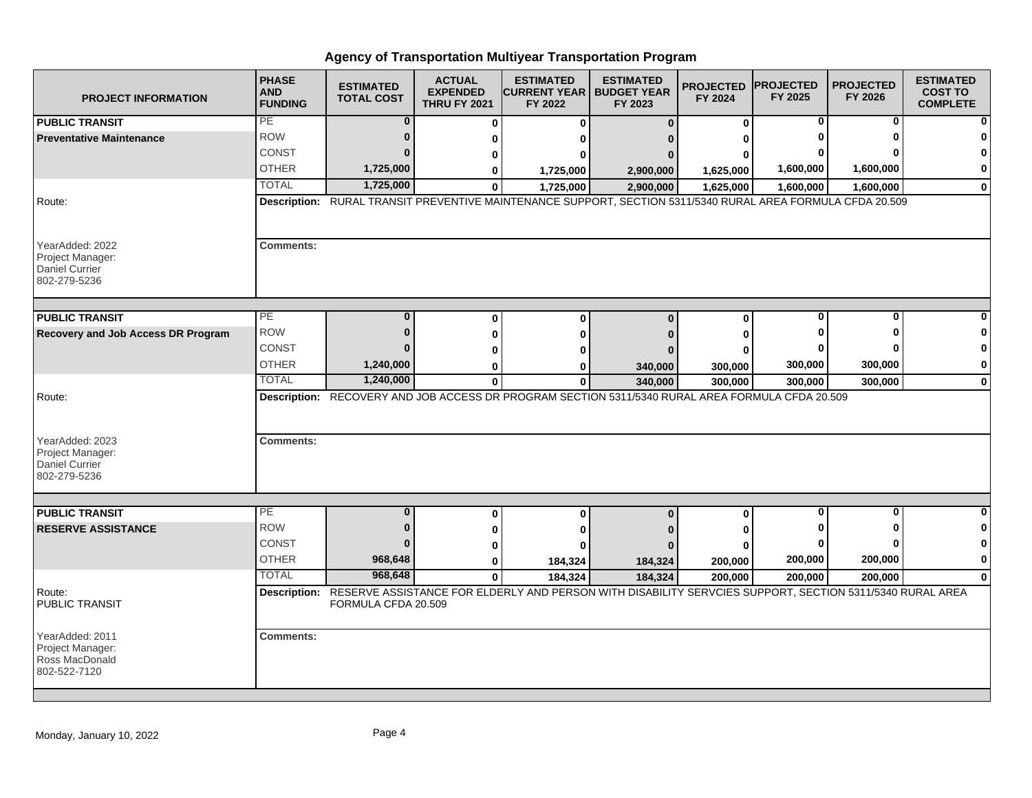## Agency of Transportation Multiyear Transportation Program

| PROJECT INFORMATION | PHASE AND FUNDING | ESTIMATED TOTAL COST | ACTUAL EXPENDED THRU FY 2021 | ESTIMATED CURRENT YEAR FY 2022 | ESTIMATED BUDGET YEAR FY 2023 | PROJECTED FY 2024 | PROJECTED FY 2025 | PROJECTED FY 2026 | ESTIMATED COST TO COMPLETE |
|---|---|---|---|---|---|---|---|---|---|
| **PUBLIC TRANSIT** | PE | 0 | 0 | 0 | 0 | 0 | 0 | 0 | 0 |
| **Preventative Maintenance** | ROW | 0 | 0 | 0 | 0 | 0 | 0 | 0 | 0 |
| | CONST | 0 | 0 | 0 | 0 | 0 | 0 | 0 | 0 |
| | OTHER | 1,725,000 | 0 | 1,725,000 | 2,900,000 | 1,625,000 | 1,600,000 | 1,600,000 | 0 |
| | TOTAL | 1,725,000 | 0 | 1,725,000 | 2,900,000 | 1,625,000 | 1,600,000 | 1,600,000 | 0 |

Route:

**Description:** RURAL TRANSIT PREVENTIVE MAINTENANCE SUPPORT, SECTION 5311/5340 RURAL AREA FORMULA CFDA 20.509

YearAdded: 2022
Project Manager:
Daniel Currier
802-279-5236

**Comments:**

| PROJECT INFORMATION | PHASE AND FUNDING | ESTIMATED TOTAL COST | ACTUAL EXPENDED THRU FY 2021 | ESTIMATED CURRENT YEAR FY 2022 | ESTIMATED BUDGET YEAR FY 2023 | PROJECTED FY 2024 | PROJECTED FY 2025 | PROJECTED FY 2026 | ESTIMATED COST TO COMPLETE |
|---|---|---|---|---|---|---|---|---|---|
| **PUBLIC TRANSIT** | PE | 0 | 0 | 0 | 0 | 0 | 0 | 0 | 0 |
| **Recovery and Job Access DR Program** | ROW | 0 | 0 | 0 | 0 | 0 | 0 | 0 | 0 |
| | CONST | 0 | 0 | 0 | 0 | 0 | 0 | 0 | 0 |
| | OTHER | 1,240,000 | 0 | 0 | 340,000 | 300,000 | 300,000 | 300,000 | 0 |
| | TOTAL | 1,240,000 | 0 | 0 | 340,000 | 300,000 | 300,000 | 300,000 | 0 |

Route:

**Description:** RECOVERY AND JOB ACCESS DR PROGRAM SECTION 5311/5340 RURAL AREA FORMULA CFDA 20.509

YearAdded: 2023
Project Manager:
Daniel Currier
802-279-5236

**Comments:**

| PROJECT INFORMATION | PHASE AND FUNDING | ESTIMATED TOTAL COST | ACTUAL EXPENDED THRU FY 2021 | ESTIMATED CURRENT YEAR FY 2022 | ESTIMATED BUDGET YEAR FY 2023 | PROJECTED FY 2024 | PROJECTED FY 2025 | PROJECTED FY 2026 | ESTIMATED COST TO COMPLETE |
|---|---|---|---|---|---|---|---|---|---|
| **PUBLIC TRANSIT** | PE | 0 | 0 | 0 | 0 | 0 | 0 | 0 | 0 |
| **RESERVE ASSISTANCE** | ROW | 0 | 0 | 0 | 0 | 0 | 0 | 0 | 0 |
| | CONST | 0 | 0 | 0 | 0 | 0 | 0 | 0 | 0 |
| | OTHER | 968,648 | 0 | 184,324 | 184,324 | 200,000 | 200,000 | 200,000 | 0 |
| | TOTAL | 968,648 | 0 | 184,324 | 184,324 | 200,000 | 200,000 | 200,000 | 0 |

Route:
PUBLIC TRANSIT

**Description:** RESERVE ASSISTANCE FOR ELDERLY AND PERSON WITH DISABILITY SERVCIES SUPPORT, SECTION 5311/5340 RURAL AREA FORMULA CFDA 20.509

YearAdded: 2011
Project Manager:
Ross MacDonald
802-522-7120

**Comments:**

Monday, January 10, 2022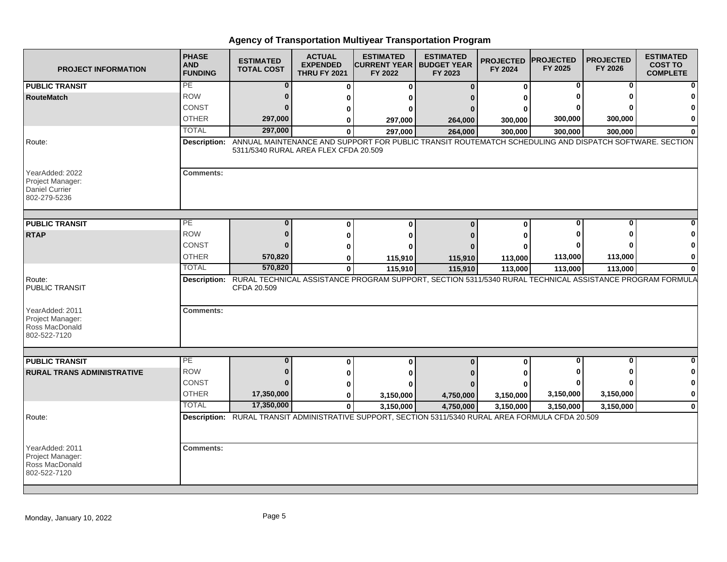# Agency of Transportation Multiyear Transportation Program

| PROJECT INFORMATION | PHASE AND FUNDING | ESTIMATED TOTAL COST | ACTUAL EXPENDED THRU FY 2021 | ESTIMATED CURRENT YEAR FY 2022 | ESTIMATED BUDGET YEAR FY 2023 | PROJECTED FY 2024 | PROJECTED FY 2025 | PROJECTED FY 2026 | ESTIMATED COST TO COMPLETE |
|---|---|---|---|---|---|---|---|---|---|
| **PUBLIC TRANSIT** | PE | 0 | 0 | 0 | 0 | 0 | 0 | 0 | 0 |
| **RouteMatch** | ROW | 0 | 0 | 0 | 0 | 0 | 0 | 0 | 0 |
| | CONST | 0 | 0 | 0 | 0 | 0 | 0 | 0 | 0 |
| | OTHER | 297,000 | 0 | 297,000 | 264,000 | 300,000 | 300,000 | 300,000 | 0 |
| | TOTAL | 297,000 | 0 | 297,000 | 264,000 | 300,000 | 300,000 | 300,000 | 0 |
| Route: | **Description:** | ANNUAL MAINTENANCE AND SUPPORT FOR PUBLIC TRANSIT ROUTEMATCH SCHEDULING AND DISPATCH SOFTWARE. SECTION 5311/5340 RURAL AREA FLEX CFDA 20.509 | | | | | | | |
| YearAdded: 2022<br>Project Manager:<br>Daniel Currier<br>802-279-5236 | **Comments:** | | | | | | | | |
| **PUBLIC TRANSIT** | PE | 0 | 0 | 0 | 0 | 0 | 0 | 0 | 0 |
| **RTAP** | ROW | 0 | 0 | 0 | 0 | 0 | 0 | 0 | 0 |
| | CONST | 0 | 0 | 0 | 0 | 0 | 0 | 0 | 0 |
| | OTHER | 570,820 | 0 | 115,910 | 115,910 | 113,000 | 113,000 | 113,000 | 0 |
| | TOTAL | 570,820 | 0 | 115,910 | 115,910 | 113,000 | 113,000 | 113,000 | 0 |
| Route:<br>PUBLIC TRANSIT | **Description:** | RURAL TECHNICAL ASSISTANCE PROGRAM SUPPORT, SECTION 5311/5340 RURAL TECHNICAL ASSISTANCE PROGRAM FORMULA CFDA 20.509 | | | | | | | |
| YearAdded: 2011<br>Project Manager:<br>Ross MacDonald<br>802-522-7120 | **Comments:** | | | | | | | | |
| **PUBLIC TRANSIT** | PE | 0 | 0 | 0 | 0 | 0 | 0 | 0 | 0 |
| **RURAL TRANS ADMINISTRATIVE** | ROW | 0 | 0 | 0 | 0 | 0 | 0 | 0 | 0 |
| | CONST | 0 | 0 | 0 | 0 | 0 | 0 | 0 | 0 |
| | OTHER | 17,350,000 | 0 | 3,150,000 | 4,750,000 | 3,150,000 | 3,150,000 | 3,150,000 | 0 |
| | TOTAL | 17,350,000 | 0 | 3,150,000 | 4,750,000 | 3,150,000 | 3,150,000 | 3,150,000 | 0 |
| Route: | **Description:** | RURAL TRANSIT ADMINISTRATIVE SUPPORT, SECTION 5311/5340 RURAL AREA FORMULA CFDA 20.509 | | | | | | | |
| YearAdded: 2011<br>Project Manager:<br>Ross MacDonald<br>802-522-7120 | **Comments:** | | | | | | | | |

Monday, January 10, 2022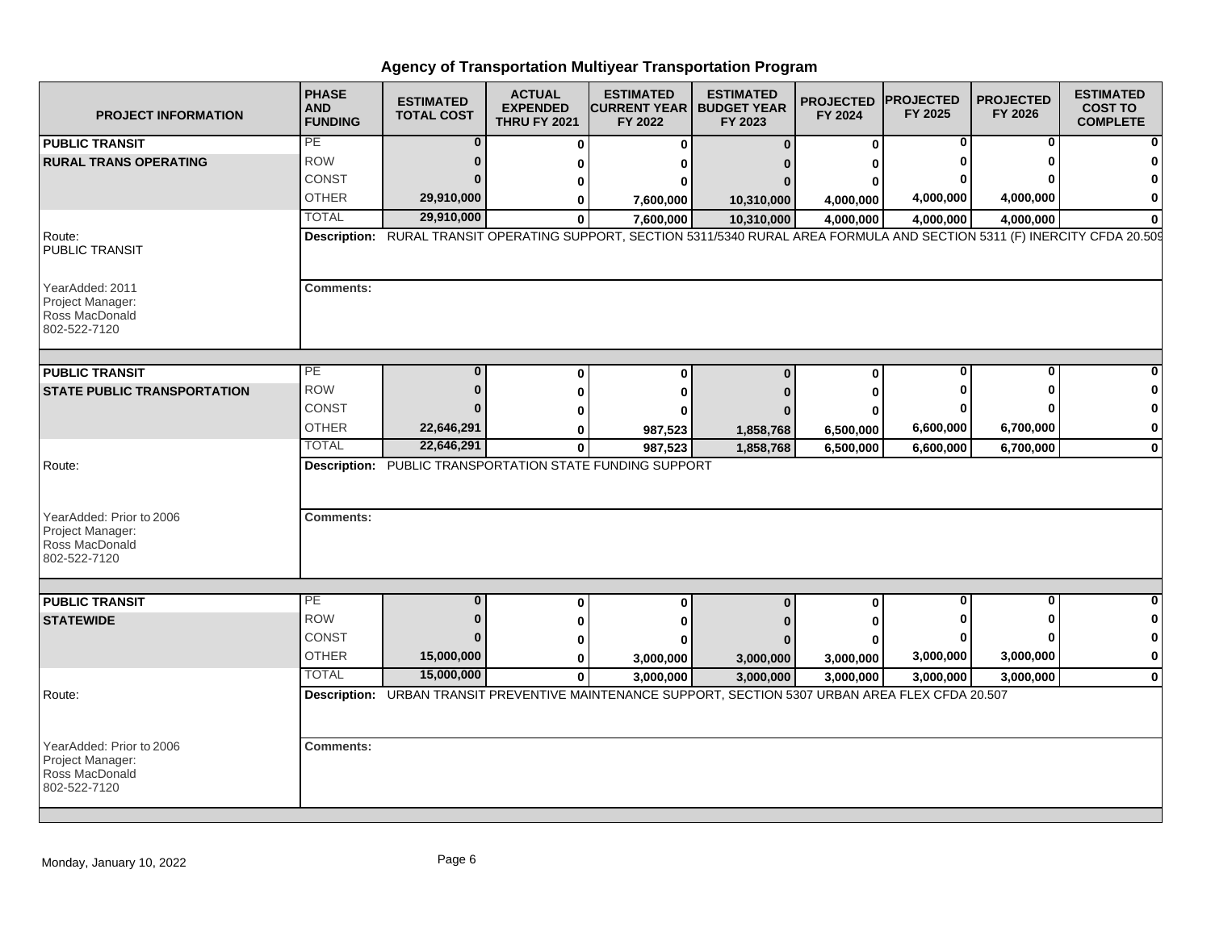# Agency of Transportation Multiyear Transportation Program

| PROJECT INFORMATION | PHASE AND FUNDING | ESTIMATED TOTAL COST | ACTUAL EXPENDED THRU FY 2021 | ESTIMATED CURRENT YEAR FY 2022 | ESTIMATED BUDGET YEAR FY 2023 | PROJECTED FY 2024 | PROJECTED FY 2025 | PROJECTED FY 2026 | ESTIMATED COST TO COMPLETE |
|---|---|---|---|---|---|---|---|---|---|
| **PUBLIC TRANSIT** | PE | 0 | 0 | 0 | 0 | 0 | 0 | 0 | 0 |
| **RURAL TRANS OPERATING** | ROW | 0 | 0 | 0 | 0 | 0 | 0 | 0 | 0 |
| | CONST | 0 | 0 | 0 | 0 | 0 | 0 | 0 | 0 |
| | OTHER | 29,910,000 | 0 | 7,600,000 | 10,310,000 | 4,000,000 | 4,000,000 | 4,000,000 | 0 |
| | TOTAL | 29,910,000 | 0 | 7,600,000 | 10,310,000 | 4,000,000 | 4,000,000 | 4,000,000 | 0 |
| Route: PUBLIC TRANSIT | **Description:** RURAL TRANSIT OPERATING SUPPORT, SECTION 5311/5340 RURAL AREA FORMULA AND SECTION 5311 (F) INERCITY CFDA 20.509 | | | | | | | | |
| YearAdded: 2011<br>Project Manager:<br>Ross MacDonald<br>802-522-7120 | **Comments:** | | | | | | | | |
| **PUBLIC TRANSIT** | PE | 0 | 0 | 0 | 0 | 0 | 0 | 0 | 0 |
| **STATE PUBLIC TRANSPORTATION** | ROW | 0 | 0 | 0 | 0 | 0 | 0 | 0 | 0 |
| | CONST | 0 | 0 | 0 | 0 | 0 | 0 | 0 | 0 |
| | OTHER | 22,646,291 | 0 | 987,523 | 1,858,768 | 6,500,000 | 6,600,000 | 6,700,000 | 0 |
| | TOTAL | 22,646,291 | 0 | 987,523 | 1,858,768 | 6,500,000 | 6,600,000 | 6,700,000 | 0 |
| Route: | **Description:** PUBLIC TRANSPORTATION STATE FUNDING SUPPORT | | | | | | | | |
| YearAdded: Prior to 2006<br>Project Manager:<br>Ross MacDonald<br>802-522-7120 | **Comments:** | | | | | | | | |
| **PUBLIC TRANSIT** | PE | 0 | 0 | 0 | 0 | 0 | 0 | 0 | 0 |
| **STATEWIDE** | ROW | 0 | 0 | 0 | 0 | 0 | 0 | 0 | 0 |
| | CONST | 0 | 0 | 0 | 0 | 0 | 0 | 0 | 0 |
| | OTHER | 15,000,000 | 0 | 3,000,000 | 3,000,000 | 3,000,000 | 3,000,000 | 3,000,000 | 0 |
| | TOTAL | 15,000,000 | 0 | 3,000,000 | 3,000,000 | 3,000,000 | 3,000,000 | 3,000,000 | 0 |
| Route: | **Description:** URBAN TRANSIT PREVENTIVE MAINTENANCE SUPPORT, SECTION 5307 URBAN AREA FLEX CFDA 20.507 | | | | | | | | |
| YearAdded: Prior to 2006<br>Project Manager:<br>Ross MacDonald<br>802-522-7120 | **Comments:** | | | | | | | | |

Monday, January 10, 2022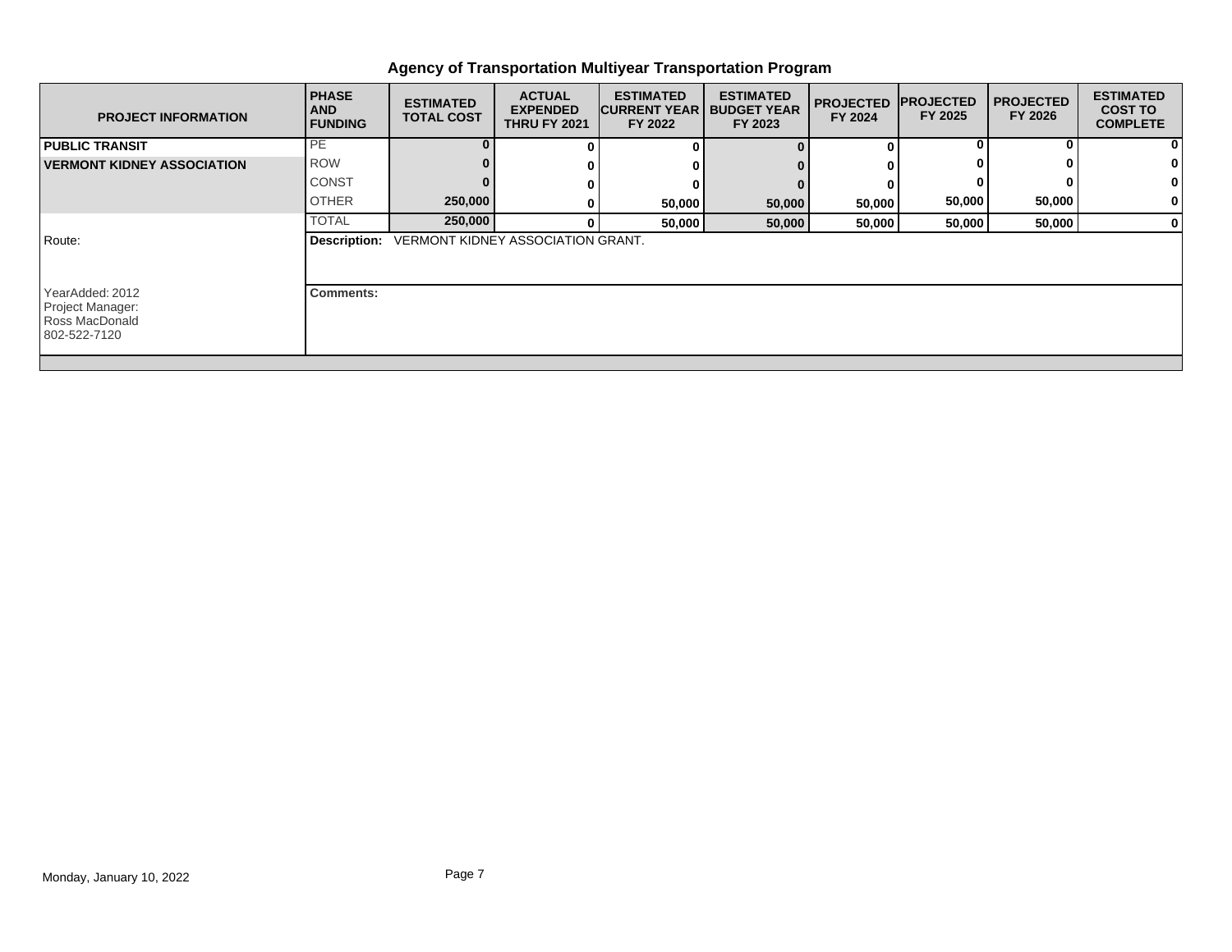# Agency of Transportation Multiyear Transportation Program

| PROJECT INFORMATION | PHASE AND FUNDING | ESTIMATED TOTAL COST | ACTUAL EXPENDED THRU FY 2021 | ESTIMATED CURRENT YEAR FY 2022 | ESTIMATED BUDGET YEAR FY 2023 | PROJECTED FY 2024 | PROJECTED FY 2025 | PROJECTED FY 2026 | ESTIMATED COST TO COMPLETE |
|---|---|---|---|---|---|---|---|---|---|
| **PUBLIC TRANSIT** | PE | **0** | **0** | **0** | **0** | **0** | **0** | **0** | **0** |
| **VERMONT KIDNEY ASSOCIATION** | ROW | **0** | **0** | **0** | **0** | **0** | **0** | **0** | **0** |
| | CONST | **0** | **0** | **0** | **0** | **0** | **0** | **0** | **0** |
| | OTHER | **250,000** | **0** | **50,000** | **50,000** | **50,000** | **50,000** | **50,000** | **0** |
| | TOTAL | **250,000** | **0** | **50,000** | **50,000** | **50,000** | **50,000** | **50,000** | **0** |

Route:

**Description:** VERMONT KIDNEY ASSOCIATION GRANT.

YearAdded: 2012
Project Manager:
Ross MacDonald
802-522-7120

**Comments:**

Monday, January 10, 2022